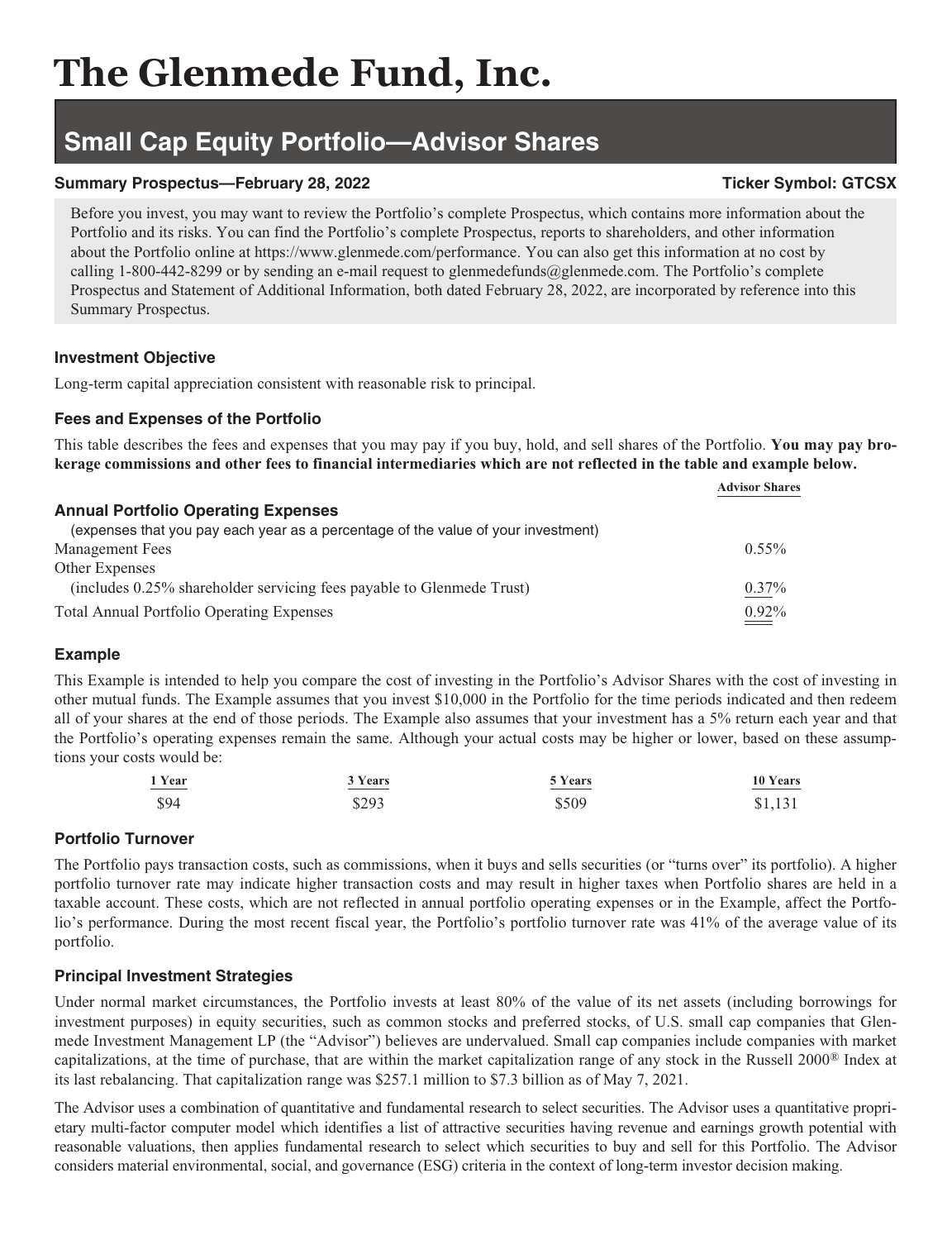# The Glenmede Fund, Inc.

## Small Cap Equity Portfolio—Advisor Shares

**Summary Prospectus—February 28, 2022** **Ticker Symbol: GTCSX**

Before you invest, you may want to review the Portfolio's complete Prospectus, which contains more information about the Portfolio and its risks. You can find the Portfolio's complete Prospectus, reports to shareholders, and other information about the Portfolio online at https://www.glenmede.com/performance. You can also get this information at no cost by calling 1-800-442-8299 or by sending an e-mail request to glenmedefunds@glenmede.com. The Portfolio's complete Prospectus and Statement of Additional Information, both dated February 28, 2022, are incorporated by reference into this Summary Prospectus.

### Investment Objective

Long-term capital appreciation consistent with reasonable risk to principal.

### Fees and Expenses of the Portfolio

This table describes the fees and expenses that you may pay if you buy, hold, and sell shares of the Portfolio. **You may pay brokerage commissions and other fees to financial intermediaries which are not reflected in the table and example below.**

| | Advisor Shares |
|---|---|
| **Annual Portfolio Operating Expenses** (expenses that you pay each year as a percentage of the value of your investment) | |
| Management Fees | 0.55% |
| Other Expenses (includes 0.25% shareholder servicing fees payable to Glenmede Trust) | 0.37% |
| Total Annual Portfolio Operating Expenses | 0.92% |

### Example

This Example is intended to help you compare the cost of investing in the Portfolio's Advisor Shares with the cost of investing in other mutual funds. The Example assumes that you invest $10,000 in the Portfolio for the time periods indicated and then redeem all of your shares at the end of those periods. The Example also assumes that your investment has a 5% return each year and that the Portfolio's operating expenses remain the same. Although your actual costs may be higher or lower, based on these assumptions your costs would be:

| 1 Year | 3 Years | 5 Years | 10 Years |
|---|---|---|---|
| $94 | $293 | $509 | $1,131 |

### Portfolio Turnover

The Portfolio pays transaction costs, such as commissions, when it buys and sells securities (or "turns over" its portfolio). A higher portfolio turnover rate may indicate higher transaction costs and may result in higher taxes when Portfolio shares are held in a taxable account. These costs, which are not reflected in annual portfolio operating expenses or in the Example, affect the Portfolio's performance. During the most recent fiscal year, the Portfolio's portfolio turnover rate was 41% of the average value of its portfolio.

### Principal Investment Strategies

Under normal market circumstances, the Portfolio invests at least 80% of the value of its net assets (including borrowings for investment purposes) in equity securities, such as common stocks and preferred stocks, of U.S. small cap companies that Glenmede Investment Management LP (the "Advisor") believes are undervalued. Small cap companies include companies with market capitalizations, at the time of purchase, that are within the market capitalization range of any stock in the Russell 2000® Index at its last rebalancing. That capitalization range was $257.1 million to $7.3 billion as of May 7, 2021.

The Advisor uses a combination of quantitative and fundamental research to select securities. The Advisor uses a quantitative proprietary multi-factor computer model which identifies a list of attractive securities having revenue and earnings growth potential with reasonable valuations, then applies fundamental research to select which securities to buy and sell for this Portfolio. The Advisor considers material environmental, social, and governance (ESG) criteria in the context of long-term investor decision making.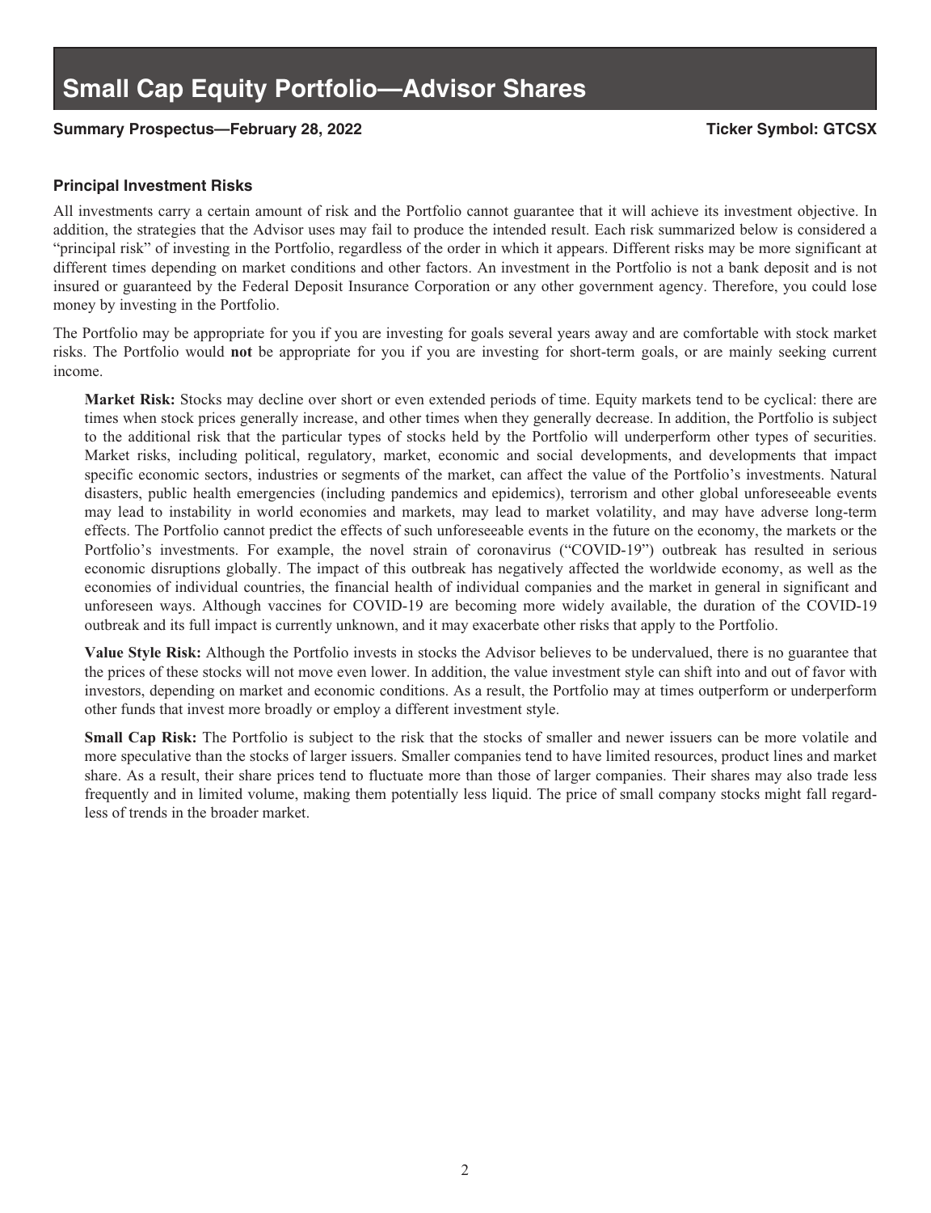## Principal Investment Risks

All investments carry a certain amount of risk and the Portfolio cannot guarantee that it will achieve its investment objective. In addition, the strategies that the Advisor uses may fail to produce the intended result. Each risk summarized below is considered a "principal risk" of investing in the Portfolio, regardless of the order in which it appears. Different risks may be more significant at different times depending on market conditions and other factors. An investment in the Portfolio is not a bank deposit and is not insured or guaranteed by the Federal Deposit Insurance Corporation or any other government agency. Therefore, you could lose money by investing in the Portfolio.

The Portfolio may be appropriate for you if you are investing for goals several years away and are comfortable with stock market risks. The Portfolio would **not** be appropriate for you if you are investing for short-term goals, or are mainly seeking current income.

**Market Risk:** Stocks may decline over short or even extended periods of time. Equity markets tend to be cyclical: there are times when stock prices generally increase, and other times when they generally decrease. In addition, the Portfolio is subject to the additional risk that the particular types of stocks held by the Portfolio will underperform other types of securities. Market risks, including political, regulatory, market, economic and social developments, and developments that impact specific economic sectors, industries or segments of the market, can affect the value of the Portfolio's investments. Natural disasters, public health emergencies (including pandemics and epidemics), terrorism and other global unforeseeable events may lead to instability in world economies and markets, may lead to market volatility, and may have adverse long-term effects. The Portfolio cannot predict the effects of such unforeseeable events in the future on the economy, the markets or the Portfolio's investments. For example, the novel strain of coronavirus ("COVID-19") outbreak has resulted in serious economic disruptions globally. The impact of this outbreak has negatively affected the worldwide economy, as well as the economies of individual countries, the financial health of individual companies and the market in general in significant and unforeseen ways. Although vaccines for COVID-19 are becoming more widely available, the duration of the COVID-19 outbreak and its full impact is currently unknown, and it may exacerbate other risks that apply to the Portfolio.

**Value Style Risk:** Although the Portfolio invests in stocks the Advisor believes to be undervalued, there is no guarantee that the prices of these stocks will not move even lower. In addition, the value investment style can shift into and out of favor with investors, depending on market and economic conditions. As a result, the Portfolio may at times outperform or underperform other funds that invest more broadly or employ a different investment style.

**Small Cap Risk:** The Portfolio is subject to the risk that the stocks of smaller and newer issuers can be more volatile and more speculative than the stocks of larger issuers. Smaller companies tend to have limited resources, product lines and market share. As a result, their share prices tend to fluctuate more than those of larger companies. Their shares may also trade less frequently and in limited volume, making them potentially less liquid. The price of small company stocks might fall regardless of trends in the broader market.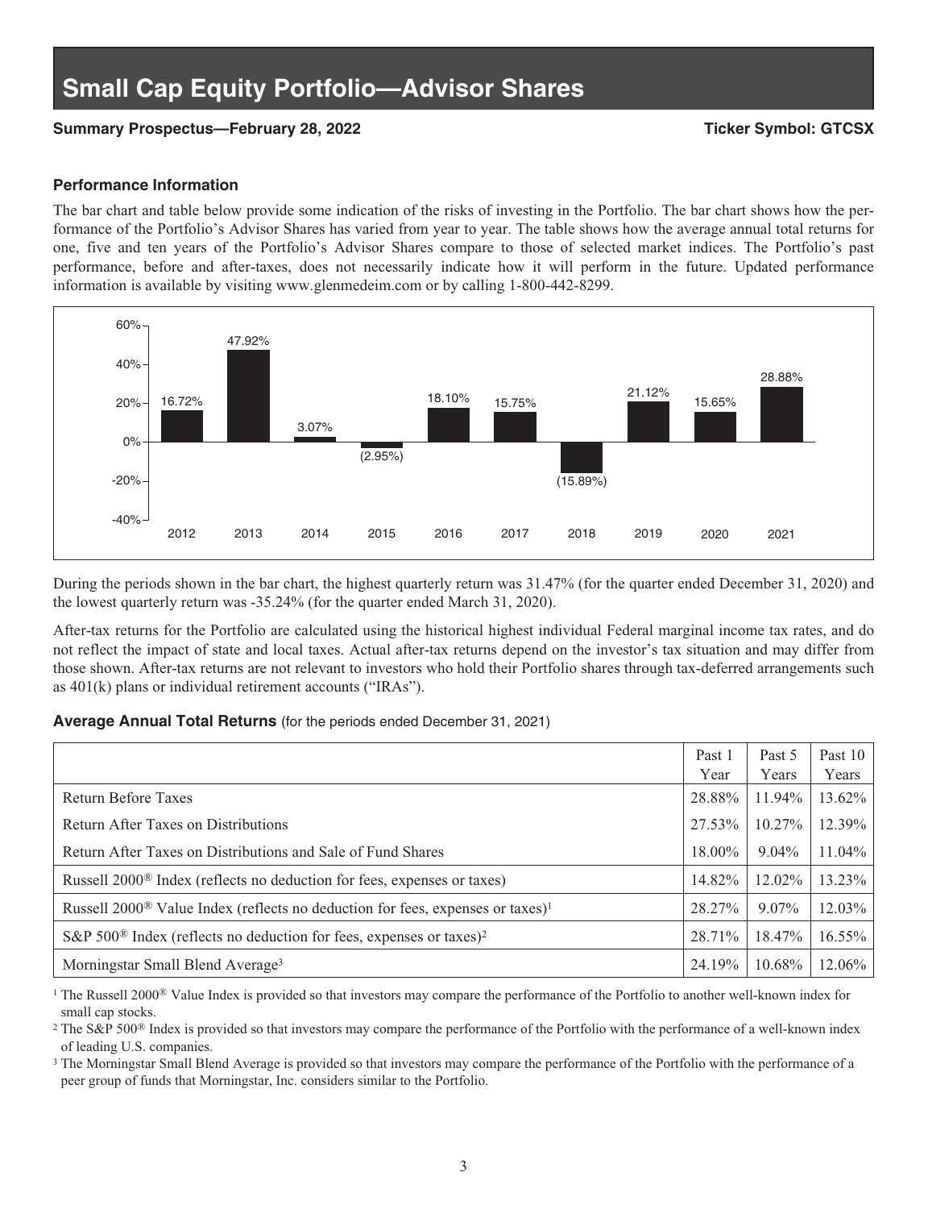# Small Cap Equity Portfolio—Advisor Shares

**Summary Prospectus—February 28, 2022** **Ticker Symbol: GTCSX**

### Performance Information

The bar chart and table below provide some indication of the risks of investing in the Portfolio. The bar chart shows how the performance of the Portfolio's Advisor Shares has varied from year to year. The table shows how the average annual total returns for one, five and ten years of the Portfolio's Advisor Shares compare to those of selected market indices. The Portfolio's past performance, before and after-taxes, does not necessarily indicate how it will perform in the future. Updated performance information is available by visiting www.glenmedeim.com or by calling 1-800-442-8299.

| Year | Return |
|---|---|
| 2012 | 16.72% |
| 2013 | 47.92% |
| 2014 | 3.07% |
| 2015 | (2.95%) |
| 2016 | 18.10% |
| 2017 | 15.75% |
| 2018 | (15.89%) |
| 2019 | 21.12% |
| 2020 | 15.65% |
| 2021 | 28.88% |

During the periods shown in the bar chart, the highest quarterly return was 31.47% (for the quarter ended December 31, 2020) and the lowest quarterly return was -35.24% (for the quarter ended March 31, 2020).

After-tax returns for the Portfolio are calculated using the historical highest individual Federal marginal income tax rates, and do not reflect the impact of state and local taxes. Actual after-tax returns depend on the investor's tax situation and may differ from those shown. After-tax returns are not relevant to investors who hold their Portfolio shares through tax-deferred arrangements such as 401(k) plans or individual retirement accounts ("IRAs").

**Average Annual Total Returns** (for the periods ended December 31, 2021)

| | Past 1 Year | Past 5 Years | Past 10 Years |
|---|---|---|---|
| Return Before Taxes | 28.88% | 11.94% | 13.62% |
| Return After Taxes on Distributions | 27.53% | 10.27% | 12.39% |
| Return After Taxes on Distributions and Sale of Fund Shares | 18.00% | 9.04% | 11.04% |
| Russell 2000® Index (reflects no deduction for fees, expenses or taxes) | 14.82% | 12.02% | 13.23% |
| Russell 2000® Value Index (reflects no deduction for fees, expenses or taxes)[1] | 28.27% | 9.07% | 12.03% |
| S&P 500® Index (reflects no deduction for fees, expenses or taxes)[2] | 28.71% | 18.47% | 16.55% |
| Morningstar Small Blend Average[3] | 24.19% | 10.68% | 12.06% |

[1] The Russell 2000® Value Index is provided so that investors may compare the performance of the Portfolio to another well-known index for small cap stocks.

[2] The S&P 500® Index is provided so that investors may compare the performance of the Portfolio with the performance of a well-known index of leading U.S. companies.

[3] The Morningstar Small Blend Average is provided so that investors may compare the performance of the Portfolio with the performance of a peer group of funds that Morningstar, Inc. considers similar to the Portfolio.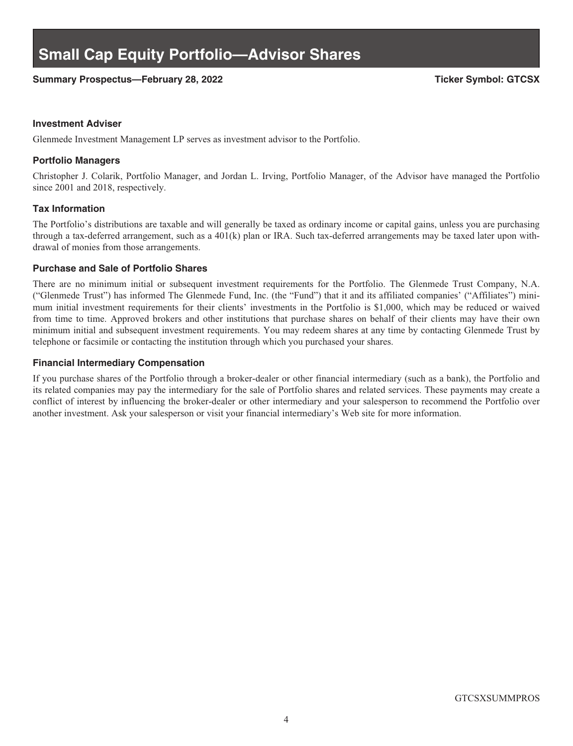# Small Cap Equity Portfolio—Advisor Shares

**Summary Prospectus—February 28, 2022** **Ticker Symbol: GTCSX**

### Investment Adviser

Glenmede Investment Management LP serves as investment advisor to the Portfolio.

### Portfolio Managers

Christopher J. Colarik, Portfolio Manager, and Jordan L. Irving, Portfolio Manager, of the Advisor have managed the Portfolio since 2001 and 2018, respectively.

### Tax Information

The Portfolio's distributions are taxable and will generally be taxed as ordinary income or capital gains, unless you are purchasing through a tax-deferred arrangement, such as a 401(k) plan or IRA. Such tax-deferred arrangements may be taxed later upon withdrawal of monies from those arrangements.

### Purchase and Sale of Portfolio Shares

There are no minimum initial or subsequent investment requirements for the Portfolio. The Glenmede Trust Company, N.A. ("Glenmede Trust") has informed The Glenmede Fund, Inc. (the "Fund") that it and its affiliated companies' ("Affiliates") minimum initial investment requirements for their clients' investments in the Portfolio is $1,000, which may be reduced or waived from time to time. Approved brokers and other institutions that purchase shares on behalf of their clients may have their own minimum initial and subsequent investment requirements. You may redeem shares at any time by contacting Glenmede Trust by telephone or facsimile or contacting the institution through which you purchased your shares.

### Financial Intermediary Compensation

If you purchase shares of the Portfolio through a broker-dealer or other financial intermediary (such as a bank), the Portfolio and its related companies may pay the intermediary for the sale of Portfolio shares and related services. These payments may create a conflict of interest by influencing the broker-dealer or other intermediary and your salesperson to recommend the Portfolio over another investment. Ask your salesperson or visit your financial intermediary's Web site for more information.

GTCSXSUMMPROS